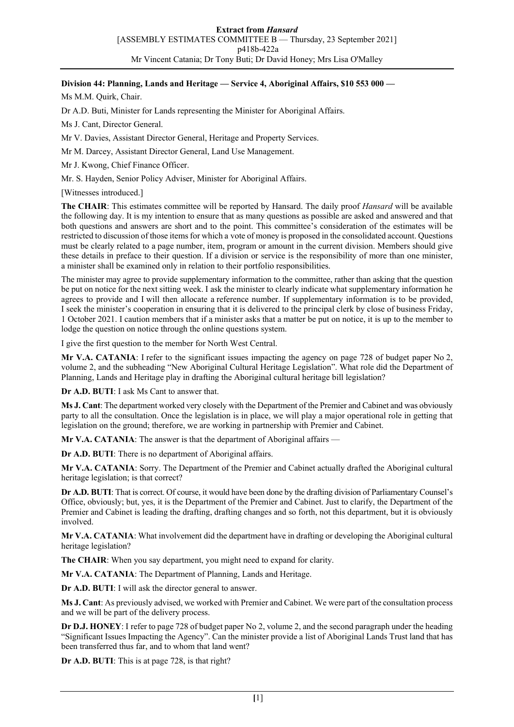**Division 44: Planning, Lands and Heritage — Service 4, Aboriginal Affairs, $10 553 000 —**

Ms M.M. Quirk, Chair.

Dr A.D. Buti, Minister for Lands representing the Minister for Aboriginal Affairs.

Ms J. Cant, Director General.

Mr V. Davies, Assistant Director General, Heritage and Property Services.

Mr M. Darcey, Assistant Director General, Land Use Management.

Mr J. Kwong, Chief Finance Officer.

Mr. S. Hayden, Senior Policy Adviser, Minister for Aboriginal Affairs.

[Witnesses introduced.]

**The CHAIR**: This estimates committee will be reported by Hansard. The daily proof *Hansard* will be available the following day. It is my intention to ensure that as many questions as possible are asked and answered and that both questions and answers are short and to the point. This committee's consideration of the estimates will be restricted to discussion of those items for which a vote of money is proposed in the consolidated account. Questions must be clearly related to a page number, item, program or amount in the current division. Members should give these details in preface to their question. If a division or service is the responsibility of more than one minister, a minister shall be examined only in relation to their portfolio responsibilities.

The minister may agree to provide supplementary information to the committee, rather than asking that the question be put on notice for the next sitting week. I ask the minister to clearly indicate what supplementary information he agrees to provide and I will then allocate a reference number. If supplementary information is to be provided, I seek the minister's cooperation in ensuring that it is delivered to the principal clerk by close of business Friday, 1 October 2021. I caution members that if a minister asks that a matter be put on notice, it is up to the member to lodge the question on notice through the online questions system.

I give the first question to the member for North West Central.

**Mr V.A. CATANIA**: I refer to the significant issues impacting the agency on page 728 of budget paper No 2, volume 2, and the subheading "New Aboriginal Cultural Heritage Legislation". What role did the Department of Planning, Lands and Heritage play in drafting the Aboriginal cultural heritage bill legislation?

**Dr A.D. BUTI**: I ask Ms Cant to answer that.

**Ms J. Cant**: The department worked very closely with the Department of the Premier and Cabinet and was obviously party to all the consultation. Once the legislation is in place, we will play a major operational role in getting that legislation on the ground; therefore, we are working in partnership with Premier and Cabinet.

**Mr V.A. CATANIA**: The answer is that the department of Aboriginal affairs —

**Dr A.D. BUTI**: There is no department of Aboriginal affairs.

**Mr V.A. CATANIA**: Sorry. The Department of the Premier and Cabinet actually drafted the Aboriginal cultural heritage legislation; is that correct?

**Dr A.D. BUTI**: That is correct. Of course, it would have been done by the drafting division of Parliamentary Counsel's Office, obviously; but, yes, it is the Department of the Premier and Cabinet. Just to clarify, the Department of the Premier and Cabinet is leading the drafting, drafting changes and so forth, not this department, but it is obviously involved.

**Mr V.A. CATANIA**: What involvement did the department have in drafting or developing the Aboriginal cultural heritage legislation?

**The CHAIR**: When you say department, you might need to expand for clarity.

**Mr V.A. CATANIA**: The Department of Planning, Lands and Heritage.

**Dr A.D. BUTI**: I will ask the director general to answer.

**Ms J. Cant**: As previously advised, we worked with Premier and Cabinet. We were part of the consultation process and we will be part of the delivery process.

**Dr D.J. HONEY**: I refer to page 728 of budget paper No 2, volume 2, and the second paragraph under the heading "Significant Issues Impacting the Agency". Can the minister provide a list of Aboriginal Lands Trust land that has been transferred thus far, and to whom that land went?

**Dr A.D. BUTI**: This is at page 728, is that right?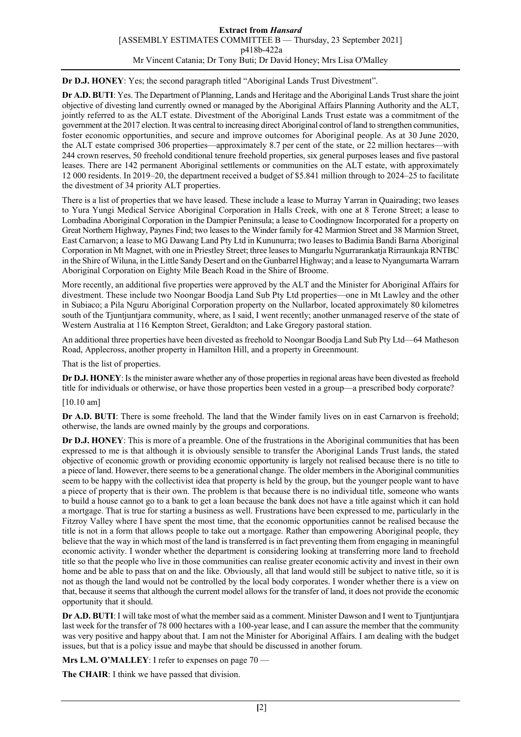**Dr D.J. HONEY**: Yes; the second paragraph titled "Aboriginal Lands Trust Divestment".

**Dr A.D. BUTI**: Yes. The Department of Planning, Lands and Heritage and the Aboriginal Lands Trust share the joint objective of divesting land currently owned or managed by the Aboriginal Affairs Planning Authority and the ALT, jointly referred to as the ALT estate. Divestment of the Aboriginal Lands Trust estate was a commitment of the government at the 2017 election. It was central to increasing direct Aboriginal control of land to strengthen communities, foster economic opportunities, and secure and improve outcomes for Aboriginal people. As at 30 June 2020, the ALT estate comprised 306 properties—approximately 8.7 per cent of the state, or 22 million hectares—with 244 crown reserves, 50 freehold conditional tenure freehold properties, six general purposes leases and five pastoral leases. There are 142 permanent Aboriginal settlements or communities on the ALT estate, with approximately 12 000 residents. In 2019–20, the department received a budget of $5.841 million through to 2024–25 to facilitate the divestment of 34 priority ALT properties.

There is a list of properties that we have leased. These include a lease to Murray Yarran in Quairading; two leases to Yura Yungi Medical Service Aboriginal Corporation in Halls Creek, with one at 8 Terone Street; a lease to Lombadina Aboriginal Corporation in the Dampier Peninsula; a lease to Coodingnow Incorporated for a property on Great Northern Highway, Paynes Find; two leases to the Winder family for 42 Marmion Street and 38 Marmion Street, East Carnarvon; a lease to MG Dawang Land Pty Ltd in Kununurra; two leases to Badimia Bandi Barna Aboriginal Corporation in Mt Magnet, with one in Priestley Street; three leases to Mungarlu Ngurrarankatja Rirraunkaja RNTBC in the Shire of Wiluna, in the Little Sandy Desert and on the Gunbarrel Highway; and a lease to Nyangumarta Warrarn Aboriginal Corporation on Eighty Mile Beach Road in the Shire of Broome.

More recently, an additional five properties were approved by the ALT and the Minister for Aboriginal Affairs for divestment. These include two Noongar Boodja Land Sub Pty Ltd properties—one in Mt Lawley and the other in Subiaco; a Pila Nguru Aboriginal Corporation property on the Nullarbor, located approximately 80 kilometres south of the Tjuntjuntjara community, where, as I said, I went recently; another unmanaged reserve of the state of Western Australia at 116 Kempton Street, Geraldton; and Lake Gregory pastoral station.

An additional three properties have been divested as freehold to Noongar Boodja Land Sub Pty Ltd—64 Matheson Road, Applecross, another property in Hamilton Hill, and a property in Greenmount.

That is the list of properties.

**Dr D.J. HONEY**: Is the minister aware whether any of those properties in regional areas have been divested as freehold title for individuals or otherwise, or have those properties been vested in a group—a prescribed body corporate?

[10.10 am]

**Dr A.D. BUTI**: There is some freehold. The land that the Winder family lives on in east Carnarvon is freehold; otherwise, the lands are owned mainly by the groups and corporations.

**Dr D.J. HONEY**: This is more of a preamble. One of the frustrations in the Aboriginal communities that has been expressed to me is that although it is obviously sensible to transfer the Aboriginal Lands Trust lands, the stated objective of economic growth or providing economic opportunity is largely not realised because there is no title to a piece of land. However, there seems to be a generational change. The older members in the Aboriginal communities seem to be happy with the collectivist idea that property is held by the group, but the younger people want to have a piece of property that is their own. The problem is that because there is no individual title, someone who wants to build a house cannot go to a bank to get a loan because the bank does not have a title against which it can hold a mortgage. That is true for starting a business as well. Frustrations have been expressed to me, particularly in the Fitzroy Valley where I have spent the most time, that the economic opportunities cannot be realised because the title is not in a form that allows people to take out a mortgage. Rather than empowering Aboriginal people, they believe that the way in which most of the land is transferred is in fact preventing them from engaging in meaningful economic activity. I wonder whether the department is considering looking at transferring more land to freehold title so that the people who live in those communities can realise greater economic activity and invest in their own home and be able to pass that on and the like. Obviously, all that land would still be subject to native title, so it is not as though the land would not be controlled by the local body corporates. I wonder whether there is a view on that, because it seems that although the current model allows for the transfer of land, it does not provide the economic opportunity that it should.

**Dr A.D. BUTI**: I will take most of what the member said as a comment. Minister Dawson and I went to Tjuntjuntjara last week for the transfer of 78 000 hectares with a 100-year lease, and I can assure the member that the community was very positive and happy about that. I am not the Minister for Aboriginal Affairs. I am dealing with the budget issues, but that is a policy issue and maybe that should be discussed in another forum.

**Mrs L.M. O'MALLEY**: I refer to expenses on page 70 —

**The CHAIR**: I think we have passed that division.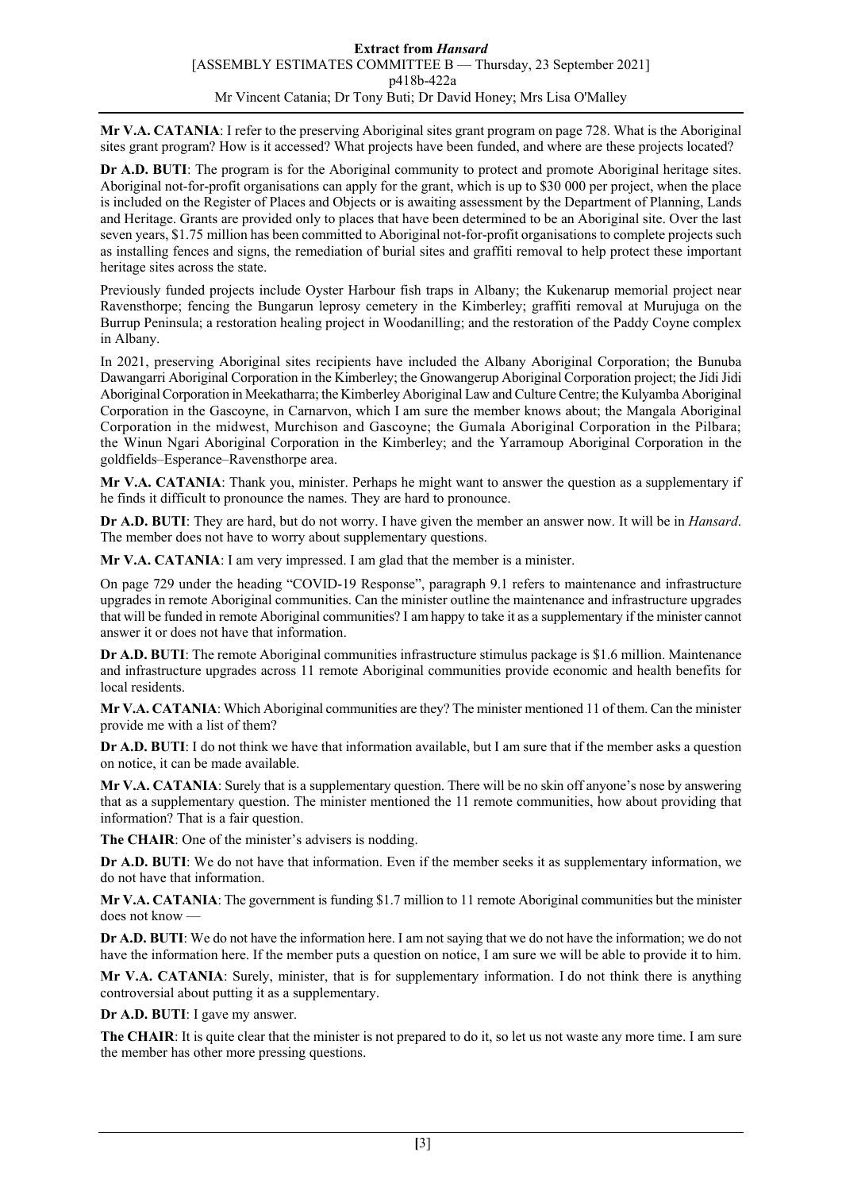**Mr V.A. CATANIA**: I refer to the preserving Aboriginal sites grant program on page 728. What is the Aboriginal sites grant program? How is it accessed? What projects have been funded, and where are these projects located?

**Dr A.D. BUTI**: The program is for the Aboriginal community to protect and promote Aboriginal heritage sites. Aboriginal not-for-profit organisations can apply for the grant, which is up to $30 000 per project, when the place is included on the Register of Places and Objects or is awaiting assessment by the Department of Planning, Lands and Heritage. Grants are provided only to places that have been determined to be an Aboriginal site. Over the last seven years, $1.75 million has been committed to Aboriginal not-for-profit organisations to complete projects such as installing fences and signs, the remediation of burial sites and graffiti removal to help protect these important heritage sites across the state.

Previously funded projects include Oyster Harbour fish traps in Albany; the Kukenarup memorial project near Ravensthorpe; fencing the Bungarun leprosy cemetery in the Kimberley; graffiti removal at Murujuga on the Burrup Peninsula; a restoration healing project in Woodanilling; and the restoration of the Paddy Coyne complex in Albany.

In 2021, preserving Aboriginal sites recipients have included the Albany Aboriginal Corporation; the Bunuba Dawangarri Aboriginal Corporation in the Kimberley; the Gnowangerup Aboriginal Corporation project; the Jidi Jidi Aboriginal Corporation in Meekatharra; the Kimberley Aboriginal Law and Culture Centre; the Kulyamba Aboriginal Corporation in the Gascoyne, in Carnarvon, which I am sure the member knows about; the Mangala Aboriginal Corporation in the midwest, Murchison and Gascoyne; the Gumala Aboriginal Corporation in the Pilbara; the Winun Ngari Aboriginal Corporation in the Kimberley; and the Yarramoup Aboriginal Corporation in the goldfields–Esperance–Ravensthorpe area.

**Mr V.A. CATANIA**: Thank you, minister. Perhaps he might want to answer the question as a supplementary if he finds it difficult to pronounce the names. They are hard to pronounce.

**Dr A.D. BUTI**: They are hard, but do not worry. I have given the member an answer now. It will be in *Hansard*. The member does not have to worry about supplementary questions.

**Mr V.A. CATANIA**: I am very impressed. I am glad that the member is a minister.

On page 729 under the heading "COVID-19 Response", paragraph 9.1 refers to maintenance and infrastructure upgrades in remote Aboriginal communities. Can the minister outline the maintenance and infrastructure upgrades that will be funded in remote Aboriginal communities? I am happy to take it as a supplementary if the minister cannot answer it or does not have that information.

**Dr A.D. BUTI**: The remote Aboriginal communities infrastructure stimulus package is $1.6 million. Maintenance and infrastructure upgrades across 11 remote Aboriginal communities provide economic and health benefits for local residents.

**Mr V.A. CATANIA**: Which Aboriginal communities are they? The minister mentioned 11 of them. Can the minister provide me with a list of them?

**Dr A.D. BUTI**: I do not think we have that information available, but I am sure that if the member asks a question on notice, it can be made available.

**Mr V.A. CATANIA**: Surely that is a supplementary question. There will be no skin off anyone's nose by answering that as a supplementary question. The minister mentioned the 11 remote communities, how about providing that information? That is a fair question.

**The CHAIR**: One of the minister's advisers is nodding.

**Dr A.D. BUTI**: We do not have that information. Even if the member seeks it as supplementary information, we do not have that information.

**Mr V.A. CATANIA**: The government is funding $1.7 million to 11 remote Aboriginal communities but the minister does not know —

**Dr A.D. BUTI**: We do not have the information here. I am not saying that we do not have the information; we do not have the information here. If the member puts a question on notice, I am sure we will be able to provide it to him.

**Mr V.A. CATANIA**: Surely, minister, that is for supplementary information. I do not think there is anything controversial about putting it as a supplementary.

**Dr A.D. BUTI**: I gave my answer.

**The CHAIR**: It is quite clear that the minister is not prepared to do it, so let us not waste any more time. I am sure the member has other more pressing questions.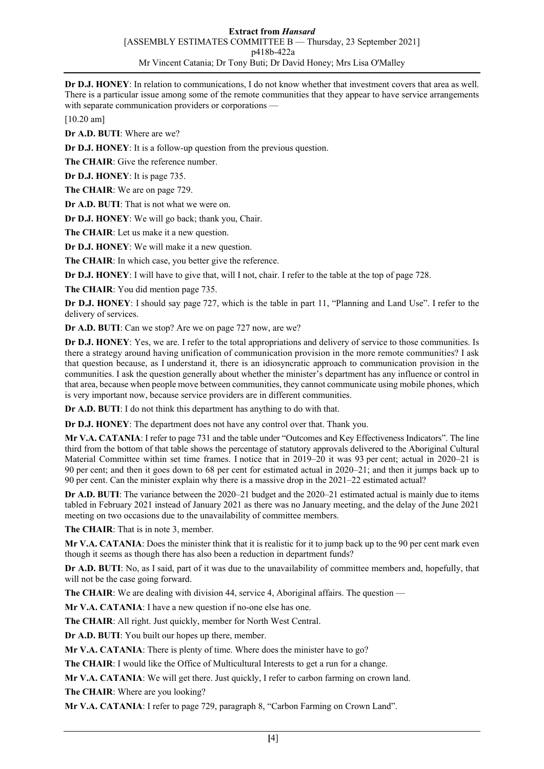**Dr D.J. HONEY**: In relation to communications, I do not know whether that investment covers that area as well. There is a particular issue among some of the remote communities that they appear to have service arrangements with separate communication providers or corporations —

[10.20 am]

**Dr A.D. BUTI**: Where are we?

**Dr D.J. HONEY**: It is a follow-up question from the previous question.

**The CHAIR**: Give the reference number.

**Dr D.J. HONEY**: It is page 735.

**The CHAIR**: We are on page 729.

**Dr A.D. BUTI**: That is not what we were on.

**Dr D.J. HONEY**: We will go back; thank you, Chair.

**The CHAIR**: Let us make it a new question.

**Dr D.J. HONEY**: We will make it a new question.

**The CHAIR**: In which case, you better give the reference.

**Dr D.J. HONEY**: I will have to give that, will I not, chair. I refer to the table at the top of page 728.

**The CHAIR**: You did mention page 735.

**Dr D.J. HONEY**: I should say page 727, which is the table in part 11, "Planning and Land Use". I refer to the delivery of services.

**Dr A.D. BUTI**: Can we stop? Are we on page 727 now, are we?

**Dr D.J. HONEY**: Yes, we are. I refer to the total appropriations and delivery of service to those communities. Is there a strategy around having unification of communication provision in the more remote communities? I ask that question because, as I understand it, there is an idiosyncratic approach to communication provision in the communities. I ask the question generally about whether the minister's department has any influence or control in that area, because when people move between communities, they cannot communicate using mobile phones, which is very important now, because service providers are in different communities.

**Dr A.D. BUTI**: I do not think this department has anything to do with that.

**Dr D.J. HONEY**: The department does not have any control over that. Thank you.

**Mr V.A. CATANIA**: I refer to page 731 and the table under "Outcomes and Key Effectiveness Indicators". The line third from the bottom of that table shows the percentage of statutory approvals delivered to the Aboriginal Cultural Material Committee within set time frames. I notice that in 2019–20 it was 93 per cent; actual in 2020–21 is 90 per cent; and then it goes down to 68 per cent for estimated actual in 2020–21; and then it jumps back up to 90 per cent. Can the minister explain why there is a massive drop in the 2021–22 estimated actual?

**Dr A.D. BUTI**: The variance between the 2020–21 budget and the 2020–21 estimated actual is mainly due to items tabled in February 2021 instead of January 2021 as there was no January meeting, and the delay of the June 2021 meeting on two occasions due to the unavailability of committee members.

**The CHAIR**: That is in note 3, member.

**Mr V.A. CATANIA**: Does the minister think that it is realistic for it to jump back up to the 90 per cent mark even though it seems as though there has also been a reduction in department funds?

**Dr A.D. BUTI**: No, as I said, part of it was due to the unavailability of committee members and, hopefully, that will not be the case going forward.

**The CHAIR**: We are dealing with division 44, service 4, Aboriginal affairs. The question —

**Mr V.A. CATANIA**: I have a new question if no-one else has one.

**The CHAIR**: All right. Just quickly, member for North West Central.

**Dr A.D. BUTI**: You built our hopes up there, member.

**Mr V.A. CATANIA**: There is plenty of time. Where does the minister have to go?

**The CHAIR**: I would like the Office of Multicultural Interests to get a run for a change.

**Mr V.A. CATANIA**: We will get there. Just quickly, I refer to carbon farming on crown land.

**The CHAIR**: Where are you looking?

**Mr V.A. CATANIA**: I refer to page 729, paragraph 8, "Carbon Farming on Crown Land".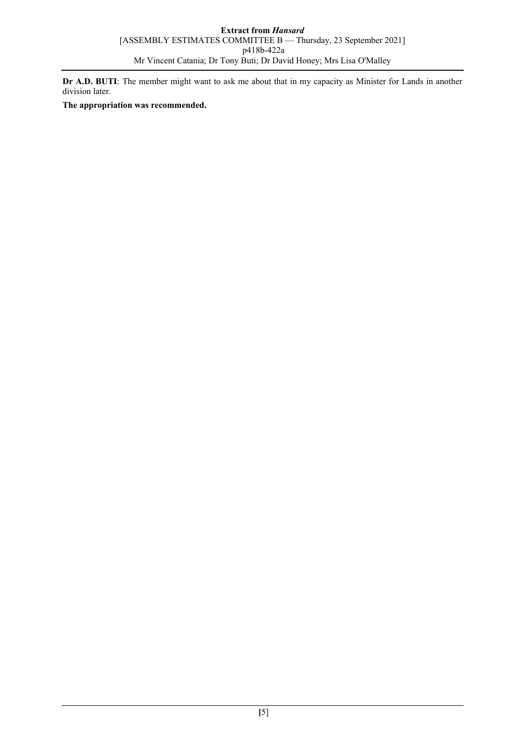**Dr A.D. BUTI**: The member might want to ask me about that in my capacity as Minister for Lands in another division later.

**The appropriation was recommended.**